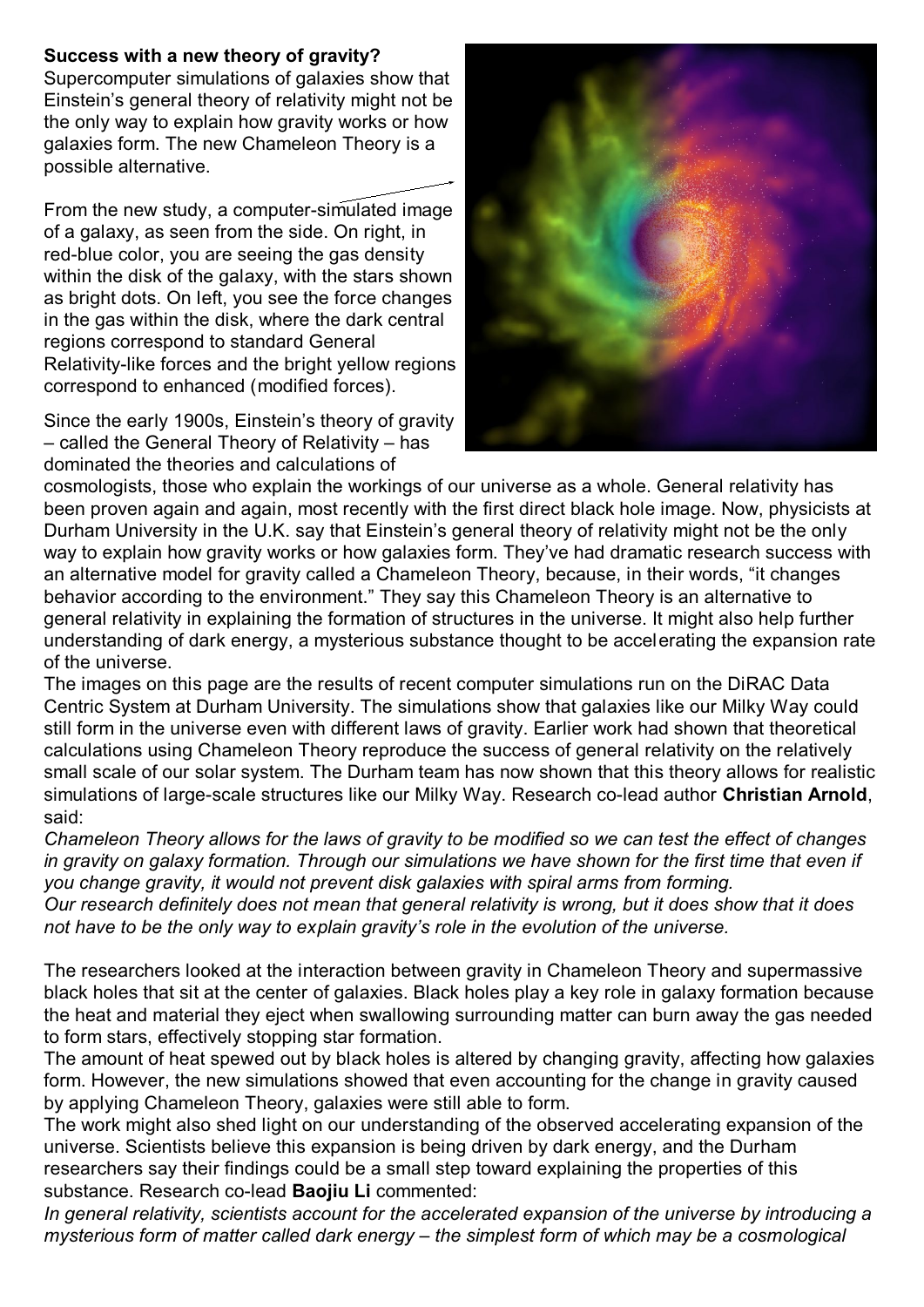**Success with a new theory of gravity?**

Supercomputer simulations of galaxies show that Einstein's general theory of relativity might not be the only way to explain how gravity works or how galaxies form. The new Chameleon Theory is a possible alternative.

From the new study, a computer-simulated image of a galaxy, as seen from the side. On right, in red-blue color, you are seeing the gas density within the disk of the galaxy, with the stars shown as bright dots. On left, you see the force changes in the gas within the disk, where the dark central regions correspond to standard General Relativity-like forces and the bright yellow regions correspond to enhanced (modified forces).

Since the early 1900s, Einstein's theory of gravity – called the General Theory of Relativity – has dominated the theories and calculations of cosmologists, those who explain the workings of our universe as a whole. General relativity has been proven again and again, most recently with the first direct black hole image. Now, physicists at Durham University in the U.K. say that Einstein's general theory of relativity might not be the only way to explain how gravity works or how galaxies form. They've had dramatic research success with an alternative model for gravity called a Chameleon Theory, because, in their words, "it changes behavior according to the environment." They say this Chameleon Theory is an alternative to general relativity in explaining the formation of structures in the universe. It might also help further understanding of dark energy, a mysterious substance thought to be accelerating the expansion rate of the universe.

The images on this page are the results of recent computer simulations run on the DiRAC Data Centric System at Durham University. The simulations show that galaxies like our Milky Way could still form in the universe even with different laws of gravity. Earlier work had shown that theoretical calculations using Chameleon Theory reproduce the success of general relativity on the relatively small scale of our solar system. The Durham team has now shown that this theory allows for realistic simulations of large-scale structures like our Milky Way. Research co-lead author **Christian Arnold**, said:

*Chameleon Theory allows for the laws of gravity to be modified so we can test the effect of changes in gravity on galaxy formation. Through our simulations we have shown for the first time that even if you change gravity, it would not prevent disk galaxies with spiral arms from forming.*

*Our research definitely does not mean that general relativity is wrong, but it does show that it does not have to be the only way to explain gravity's role in the evolution of the universe.*

The researchers looked at the interaction between gravity in Chameleon Theory and supermassive black holes that sit at the center of galaxies. Black holes play a key role in galaxy formation because the heat and material they eject when swallowing surrounding matter can burn away the gas needed to form stars, effectively stopping star formation.

The amount of heat spewed out by black holes is altered by changing gravity, affecting how galaxies form. However, the new simulations showed that even accounting for the change in gravity caused by applying Chameleon Theory, galaxies were still able to form.

The work might also shed light on our understanding of the observed accelerating expansion of the universe. Scientists believe this expansion is being driven by dark energy, and the Durham researchers say their findings could be a small step toward explaining the properties of this substance. Research co-lead **Baojiu Li** commented:

*In general relativity, scientists account for the accelerated expansion of the universe by introducing a mysterious form of matter called dark energy – the simplest form of which may be a cosmological*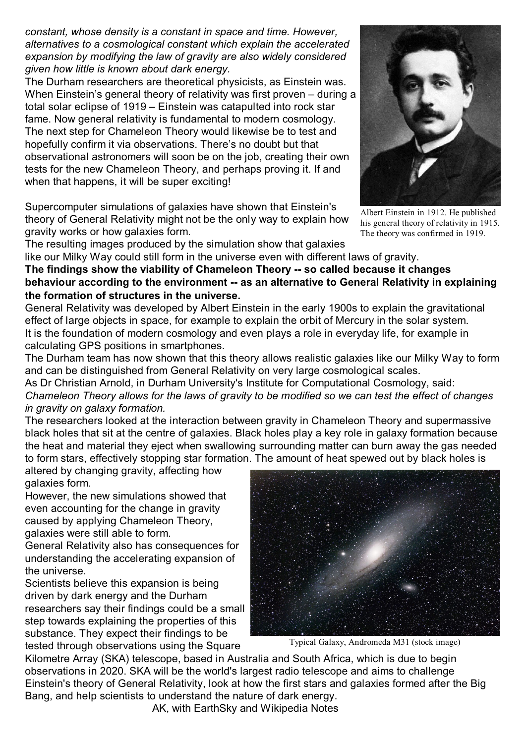*constant, whose density is a constant in space and time. However, alternatives to a cosmological constant which explain the accelerated expansion by modifying the law of gravity are also widely considered given how little is known about dark energy.*

The Durham researchers are theoretical physicists, as Einstein was. When Einstein's general theory of relativity was first proven – during a total solar eclipse of 1919 – Einstein was catapulted into rock star fame. Now general relativity is fundamental to modern cosmology. The next step for Chameleon Theory would likewise be to test and hopefully confirm it via observations. There's no doubt but that observational astronomers will soon be on the job, creating their own tests for the new Chameleon Theory, and perhaps proving it. If and when that happens, it will be super exciting!

Albert Einstein in 1912. He published his general theory of relativity in 1915. The theory was confirmed in 1919.

Supercomputer simulations of galaxies have shown that Einstein's theory of General Relativity might not be the only way to explain how gravity works or how galaxies form.

The resulting images produced by the simulation show that galaxies like our Milky Way could still form in the universe even with different laws of gravity.

**The findings show the viability of Chameleon Theory -- so called because it changes behaviour according to the environment -- as an alternative to General Relativity in explaining the formation of structures in the universe.**

General Relativity was developed by Albert Einstein in the early 1900s to explain the gravitational effect of large objects in space, for example to explain the orbit of Mercury in the solar system.

It is the foundation of modern cosmology and even plays a role in everyday life, for example in calculating GPS positions in smartphones.

The Durham team has now shown that this theory allows realistic galaxies like our Milky Way to form and can be distinguished from General Relativity on very large cosmological scales.

As Dr Christian Arnold, in Durham University's Institute for Computational Cosmology, said:

*Chameleon Theory allows for the laws of gravity to be modified so we can test the effect of changes in gravity on galaxy formation.*

The researchers looked at the interaction between gravity in Chameleon Theory and supermassive black holes that sit at the centre of galaxies. Black holes play a key role in galaxy formation because the heat and material they eject when swallowing surrounding matter can burn away the gas needed to form stars, effectively stopping star formation. The amount of heat spewed out by black holes is altered by changing gravity, affecting how galaxies form.

However, the new simulations showed that even accounting for the change in gravity caused by applying Chameleon Theory, galaxies were still able to form.

General Relativity also has consequences for understanding the accelerating expansion of the universe.

Scientists believe this expansion is being driven by dark energy and the Durham researchers say their findings could be a small step towards explaining the properties of this substance. They expect their findings to be tested through observations using the Square Kilometre Array (SKA) telescope, based in Australia and South Africa, which is due to begin observations in 2020. SKA will be the world's largest radio telescope and aims to challenge Einstein's theory of General Relativity, look at how the first stars and galaxies formed after the Big Bang, and help scientists to understand the nature of dark energy.

Typical Galaxy, Andromeda M31 (stock image)

AK, with EarthSky and Wikipedia Notes